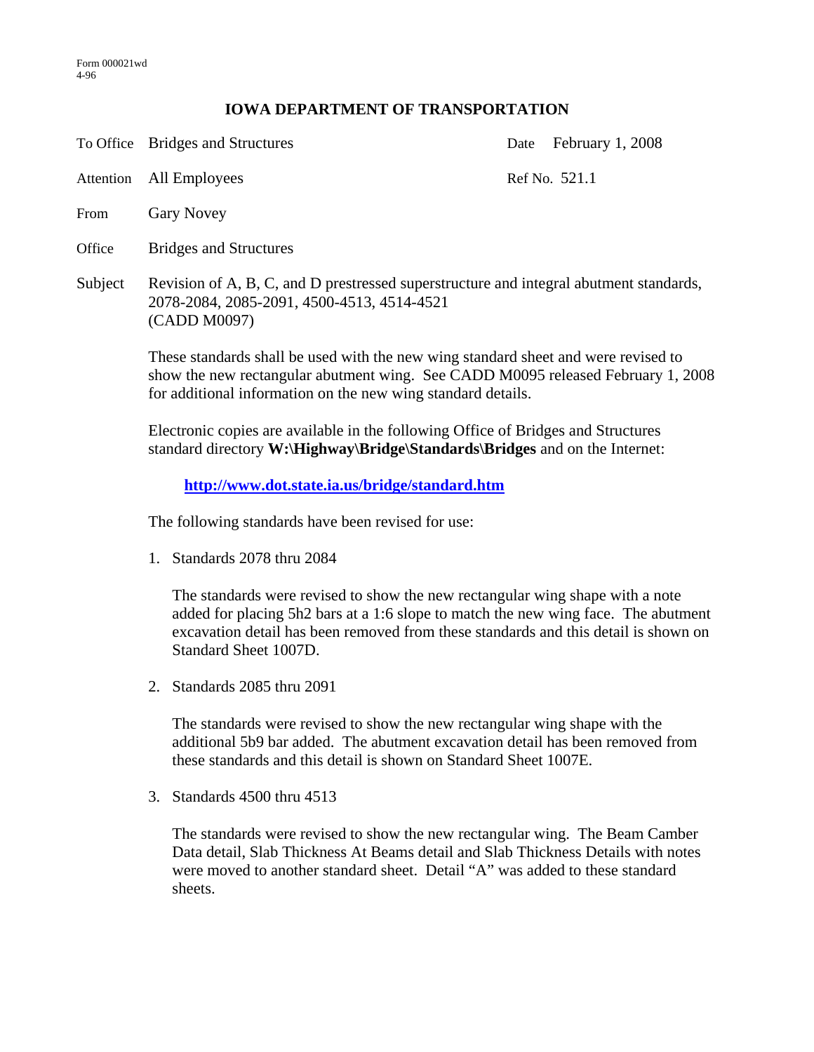Form 000021wd
4-96

## IOWA DEPARTMENT OF TRANSPORTATION

To Office Bridges and Structures — Date February 1, 2008

Attention All Employees — Ref No. 521.1

From Gary Novey

Office Bridges and Structures

Subject Revision of A, B, C, and D prestressed superstructure and integral abutment standards, 2078-2084, 2085-2091, 4500-4513, 4514-4521 (CADD M0097)

These standards shall be used with the new wing standard sheet and were revised to show the new rectangular abutment wing. See CADD M0095 released February 1, 2008 for additional information on the new wing standard details.

Electronic copies are available in the following Office of Bridges and Structures standard directory **W:\Highway\Bridge\Standards\Bridges** and on the Internet:

**http://www.dot.state.ia.us/bridge/standard.htm**

The following standards have been revised for use:

1. Standards 2078 thru 2084

   The standards were revised to show the new rectangular wing shape with a note added for placing 5h2 bars at a 1:6 slope to match the new wing face. The abutment excavation detail has been removed from these standards and this detail is shown on Standard Sheet 1007D.

2. Standards 2085 thru 2091

   The standards were revised to show the new rectangular wing shape with the additional 5b9 bar added. The abutment excavation detail has been removed from these standards and this detail is shown on Standard Sheet 1007E.

3. Standards 4500 thru 4513

   The standards were revised to show the new rectangular wing. The Beam Camber Data detail, Slab Thickness At Beams detail and Slab Thickness Details with notes were moved to another standard sheet. Detail "A" was added to these standard sheets.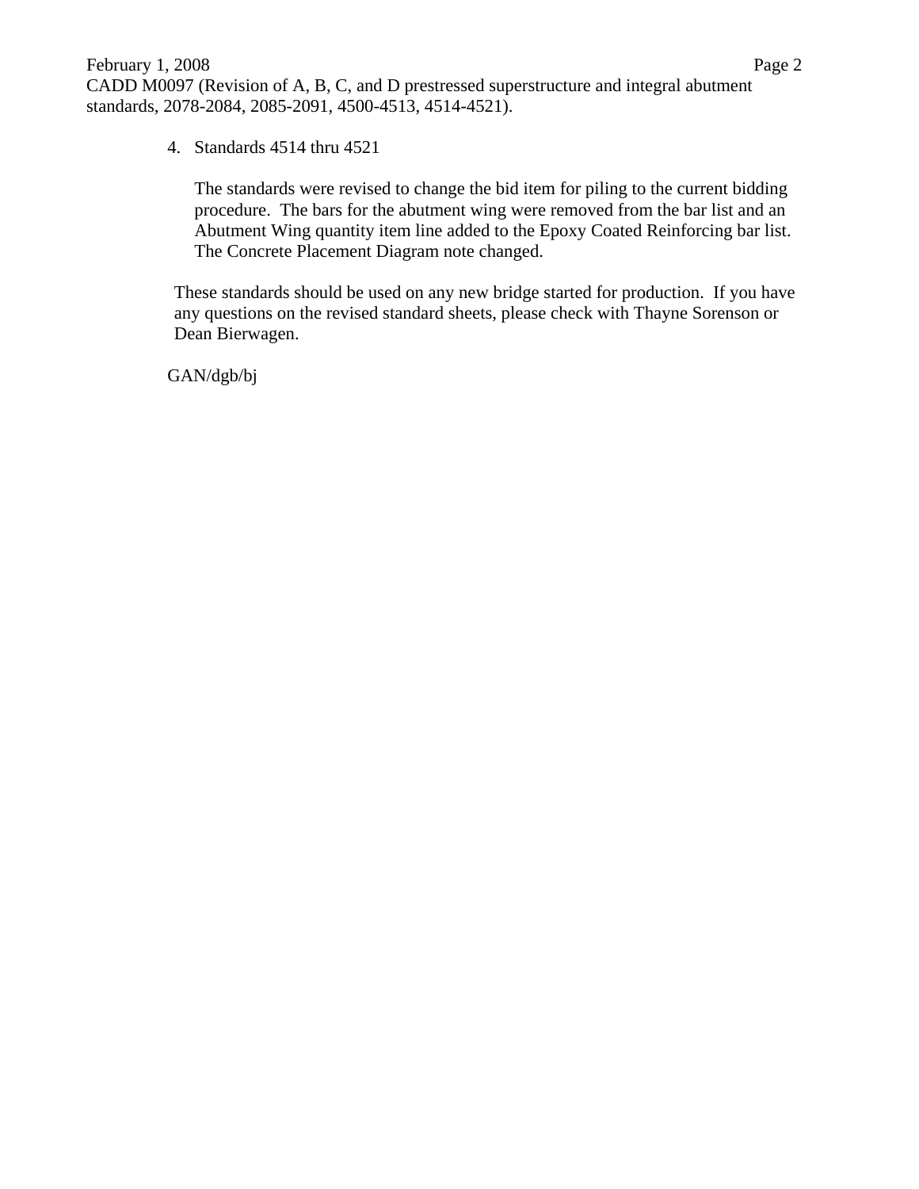4. Standards 4514 thru 4521

   The standards were revised to change the bid item for piling to the current bidding procedure. The bars for the abutment wing were removed from the bar list and an Abutment Wing quantity item line added to the Epoxy Coated Reinforcing bar list. The Concrete Placement Diagram note changed.

These standards should be used on any new bridge started for production. If you have any questions on the revised standard sheets, please check with Thayne Sorenson or Dean Bierwagen.

GAN/dgb/bj